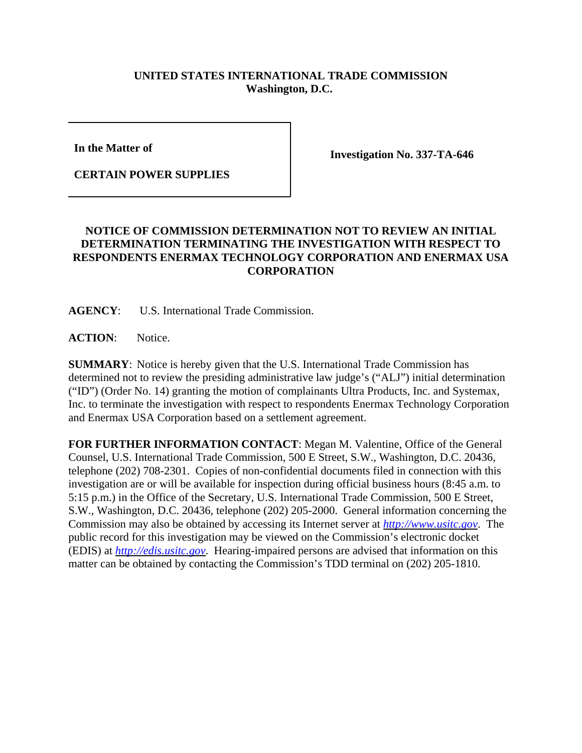**UNITED STATES INTERNATIONAL TRADE COMMISSION**
**Washington, D.C.**

| | |
|---|---|
| **In the Matter of**<br><br>**CERTAIN POWER SUPPLIES** | **Investigation No. 337-TA-646** |

## NOTICE OF COMMISSION DETERMINATION NOT TO REVIEW AN INITIAL DETERMINATION TERMINATING THE INVESTIGATION WITH RESPECT TO RESPONDENTS ENERMAX TECHNOLOGY CORPORATION AND ENERMAX USA CORPORATION

**AGENCY**: U.S. International Trade Commission.

**ACTION**: Notice.

**SUMMARY**: Notice is hereby given that the U.S. International Trade Commission has determined not to review the presiding administrative law judge's ("ALJ") initial determination ("ID") (Order No. 14) granting the motion of complainants Ultra Products, Inc. and Systemax, Inc. to terminate the investigation with respect to respondents Enermax Technology Corporation and Enermax USA Corporation based on a settlement agreement.

**FOR FURTHER INFORMATION CONTACT**: Megan M. Valentine, Office of the General Counsel, U.S. International Trade Commission, 500 E Street, S.W., Washington, D.C. 20436, telephone (202) 708-2301. Copies of non-confidential documents filed in connection with this investigation are or will be available for inspection during official business hours (8:45 a.m. to 5:15 p.m.) in the Office of the Secretary, U.S. International Trade Commission, 500 E Street, S.W., Washington, D.C. 20436, telephone (202) 205-2000. General information concerning the Commission may also be obtained by accessing its Internet server at *http://www.usitc.gov*. The public record for this investigation may be viewed on the Commission's electronic docket (EDIS) at *http://edis.usitc.gov*. Hearing-impaired persons are advised that information on this matter can be obtained by contacting the Commission's TDD terminal on (202) 205-1810.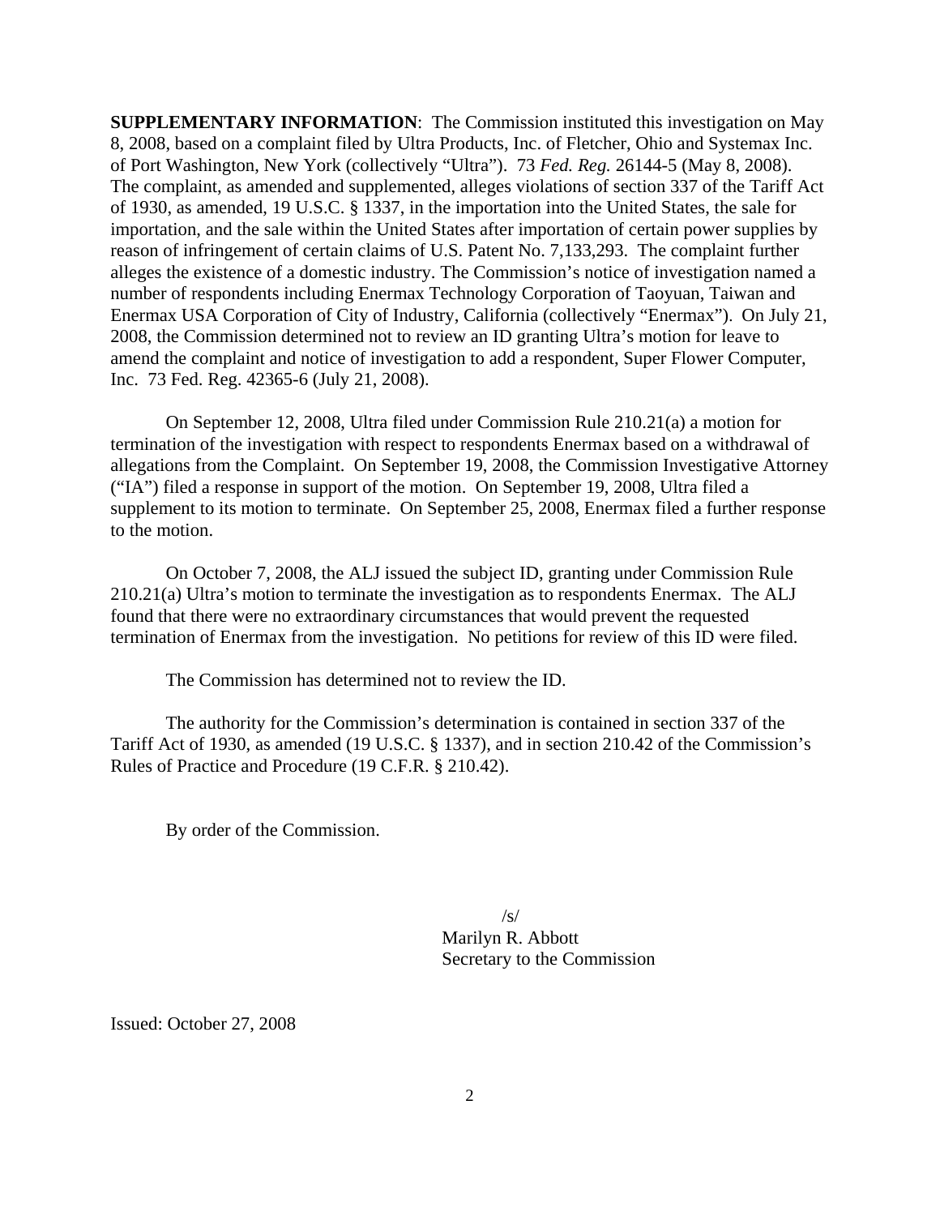**SUPPLEMENTARY INFORMATION**: The Commission instituted this investigation on May 8, 2008, based on a complaint filed by Ultra Products, Inc. of Fletcher, Ohio and Systemax Inc. of Port Washington, New York (collectively "Ultra"). 73 *Fed. Reg.* 26144-5 (May 8, 2008). The complaint, as amended and supplemented, alleges violations of section 337 of the Tariff Act of 1930, as amended, 19 U.S.C. § 1337, in the importation into the United States, the sale for importation, and the sale within the United States after importation of certain power supplies by reason of infringement of certain claims of U.S. Patent No. 7,133,293. The complaint further alleges the existence of a domestic industry. The Commission's notice of investigation named a number of respondents including Enermax Technology Corporation of Taoyuan, Taiwan and Enermax USA Corporation of City of Industry, California (collectively "Enermax"). On July 21, 2008, the Commission determined not to review an ID granting Ultra's motion for leave to amend the complaint and notice of investigation to add a respondent, Super Flower Computer, Inc. 73 Fed. Reg. 42365-6 (July 21, 2008).

On September 12, 2008, Ultra filed under Commission Rule 210.21(a) a motion for termination of the investigation with respect to respondents Enermax based on a withdrawal of allegations from the Complaint. On September 19, 2008, the Commission Investigative Attorney ("IA") filed a response in support of the motion. On September 19, 2008, Ultra filed a supplement to its motion to terminate. On September 25, 2008, Enermax filed a further response to the motion.

On October 7, 2008, the ALJ issued the subject ID, granting under Commission Rule 210.21(a) Ultra's motion to terminate the investigation as to respondents Enermax. The ALJ found that there were no extraordinary circumstances that would prevent the requested termination of Enermax from the investigation. No petitions for review of this ID were filed.

The Commission has determined not to review the ID.

The authority for the Commission's determination is contained in section 337 of the Tariff Act of 1930, as amended (19 U.S.C. § 1337), and in section 210.42 of the Commission's Rules of Practice and Procedure (19 C.F.R. § 210.42).

By order of the Commission.

/s/
Marilyn R. Abbott
Secretary to the Commission

Issued: October 27, 2008